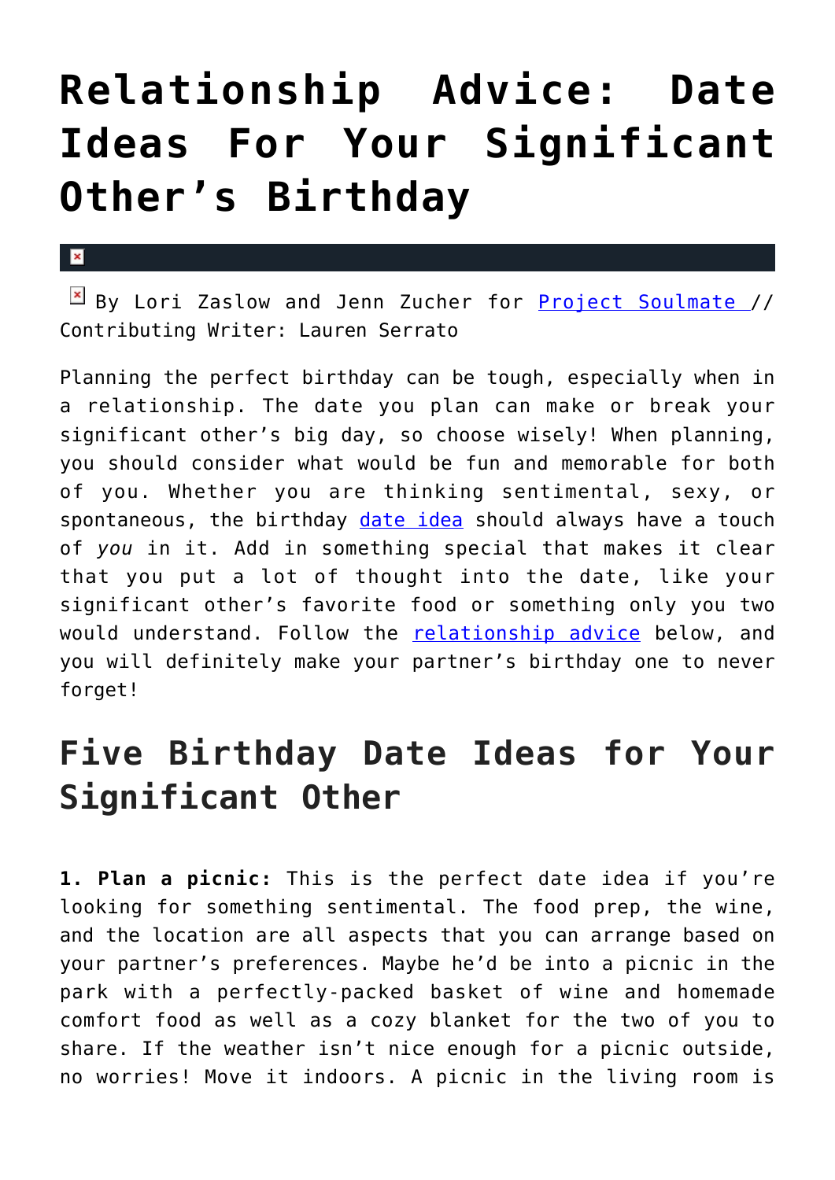# Relationship Advice: Date Ideas For Your Significant Other's Birthday

By Lori Zaslow and Jenn Zucher for Project Soulmate // Contributing Writer: Lauren Serrato

Planning the perfect birthday can be tough, especially when in a relationship. The date you plan can make or break your significant other's big day, so choose wisely! When planning, you should consider what would be fun and memorable for both of you. Whether you are thinking sentimental, sexy, or spontaneous, the birthday date idea should always have a touch of *you* in it. Add in something special that makes it clear that you put a lot of thought into the date, like your significant other's favorite food or something only you two would understand. Follow the relationship advice below, and you will definitely make your partner's birthday one to never forget!

## Five Birthday Date Ideas for Your Significant Other

**1. Plan a picnic:** This is the perfect date idea if you're looking for something sentimental. The food prep, the wine, and the location are all aspects that you can arrange based on your partner's preferences. Maybe he'd be into a picnic in the park with a perfectly-packed basket of wine and homemade comfort food as well as a cozy blanket for the two of you to share. If the weather isn't nice enough for a picnic outside, no worries! Move it indoors. A picnic in the living room is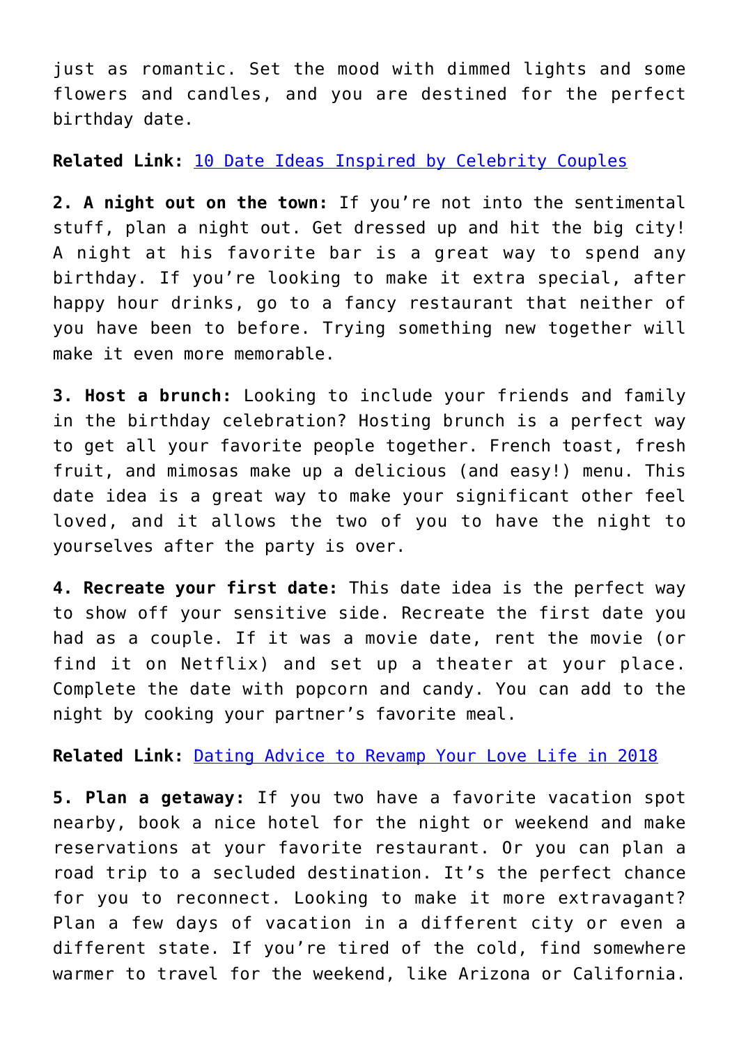just as romantic. Set the mood with dimmed lights and some flowers and candles, and you are destined for the perfect birthday date.

**Related Link:** [10 Date Ideas Inspired by Celebrity Couples]()

**2. A night out on the town:** If you're not into the sentimental stuff, plan a night out. Get dressed up and hit the big city! A night at his favorite bar is a great way to spend any birthday. If you're looking to make it extra special, after happy hour drinks, go to a fancy restaurant that neither of you have been to before. Trying something new together will make it even more memorable.

**3. Host a brunch:** Looking to include your friends and family in the birthday celebration? Hosting brunch is a perfect way to get all your favorite people together. French toast, fresh fruit, and mimosas make up a delicious (and easy!) menu. This date idea is a great way to make your significant other feel loved, and it allows the two of you to have the night to yourselves after the party is over.

**4. Recreate your first date:** This date idea is the perfect way to show off your sensitive side. Recreate the first date you had as a couple. If it was a movie date, rent the movie (or find it on Netflix) and set up a theater at your place. Complete the date with popcorn and candy. You can add to the night by cooking your partner's favorite meal.

**Related Link:** [Dating Advice to Revamp Your Love Life in 2018]()

**5. Plan a getaway:** If you two have a favorite vacation spot nearby, book a nice hotel for the night or weekend and make reservations at your favorite restaurant. Or you can plan a road trip to a secluded destination. It's the perfect chance for you to reconnect. Looking to make it more extravagant? Plan a few days of vacation in a different city or even a different state. If you're tired of the cold, find somewhere warmer to travel for the weekend, like Arizona or California.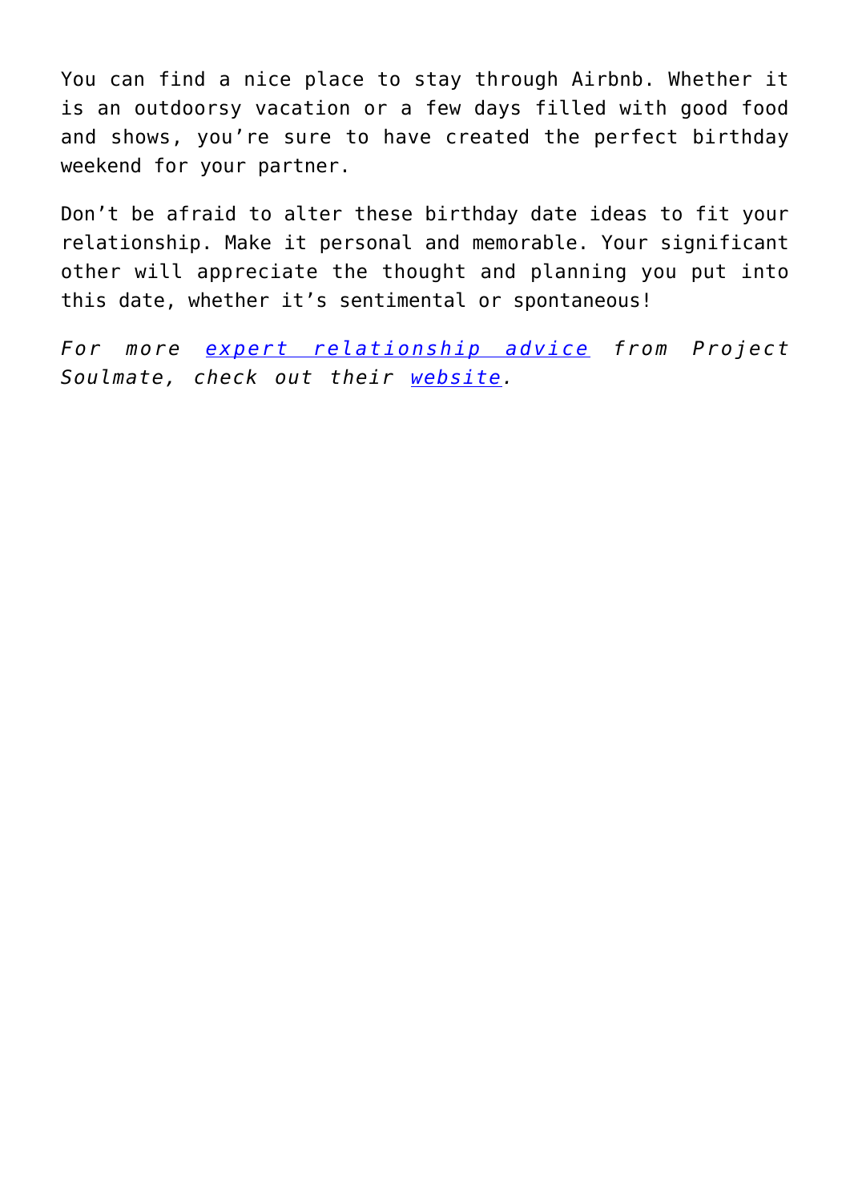You can find a nice place to stay through Airbnb. Whether it is an outdoorsy vacation or a few days filled with good food and shows, you're sure to have created the perfect birthday weekend for your partner.

Don't be afraid to alter these birthday date ideas to fit your relationship. Make it personal and memorable. Your significant other will appreciate the thought and planning you put into this date, whether it's sentimental or spontaneous!

*For more expert relationship advice from Project Soulmate, check out their website.*